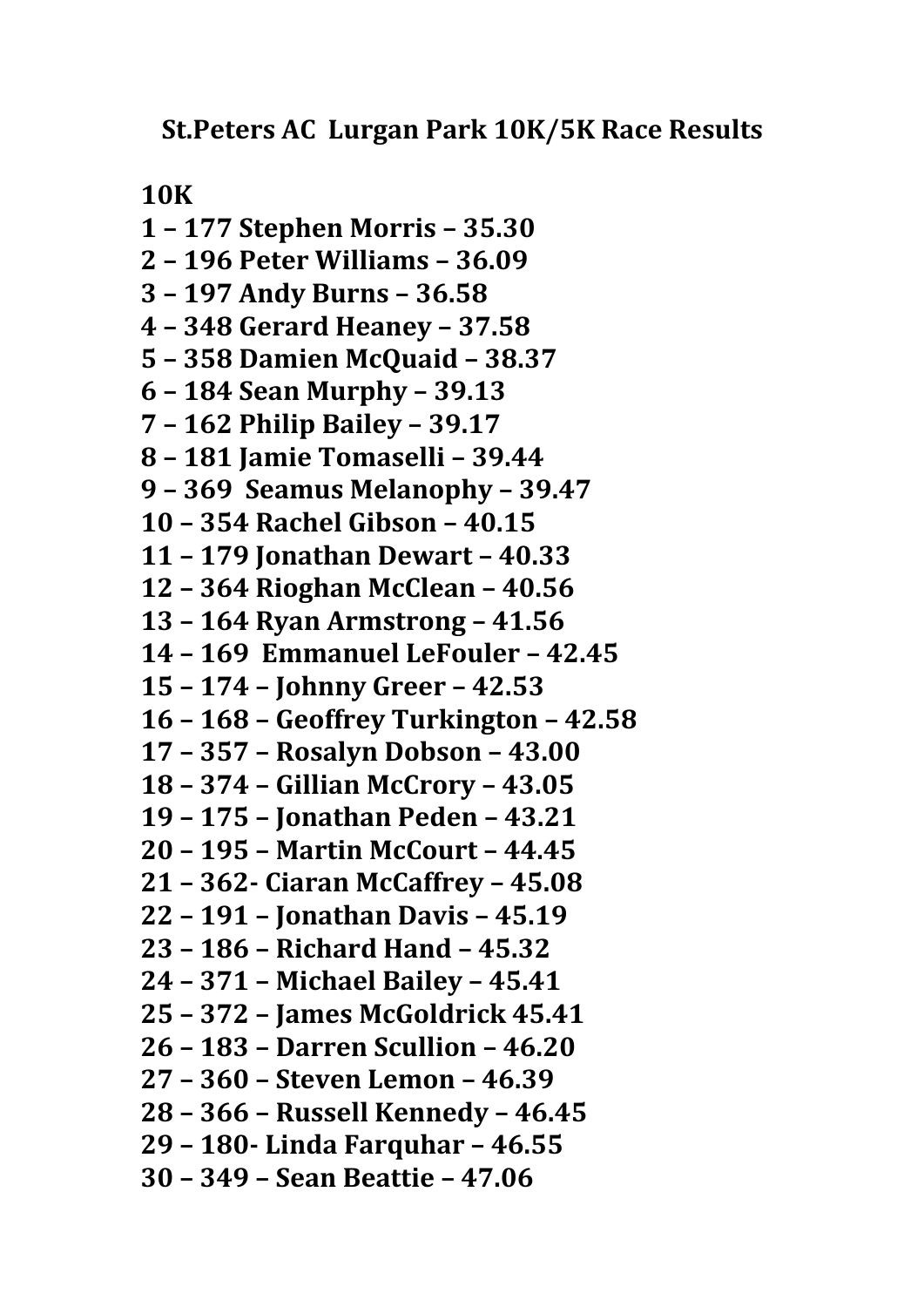# St.Peters AC Lurgan Park 10K/5K Race Results

## 10K

1 – 177 Stephen Morris – 35.30
2 – 196 Peter Williams – 36.09
3 – 197 Andy Burns – 36.58
4 – 348 Gerard Heaney – 37.58
5 – 358 Damien McQuaid – 38.37
6 – 184 Sean Murphy – 39.13
7 – 162 Philip Bailey – 39.17
8 – 181 Jamie Tomaselli – 39.44
9 – 369 Seamus Melanophy – 39.47
10 – 354 Rachel Gibson – 40.15
11 – 179 Jonathan Dewart – 40.33
12 – 364 Rioghan McClean – 40.56
13 – 164 Ryan Armstrong – 41.56
14 – 169 Emmanuel LeFouler – 42.45
15 – 174 – Johnny Greer – 42.53
16 – 168 – Geoffrey Turkington – 42.58
17 – 357 – Rosalyn Dobson – 43.00
18 – 374 – Gillian McCrory – 43.05
19 – 175 – Jonathan Peden – 43.21
20 – 195 – Martin McCourt – 44.45
21 – 362- Ciaran McCaffrey – 45.08
22 – 191 – Jonathan Davis – 45.19
23 – 186 – Richard Hand – 45.32
24 – 371 – Michael Bailey – 45.41
25 – 372 – James McGoldrick 45.41
26 – 183 – Darren Scullion – 46.20
27 – 360 – Steven Lemon – 46.39
28 – 366 – Russell Kennedy – 46.45
29 – 180- Linda Farquhar – 46.55
30 – 349 – Sean Beattie – 47.06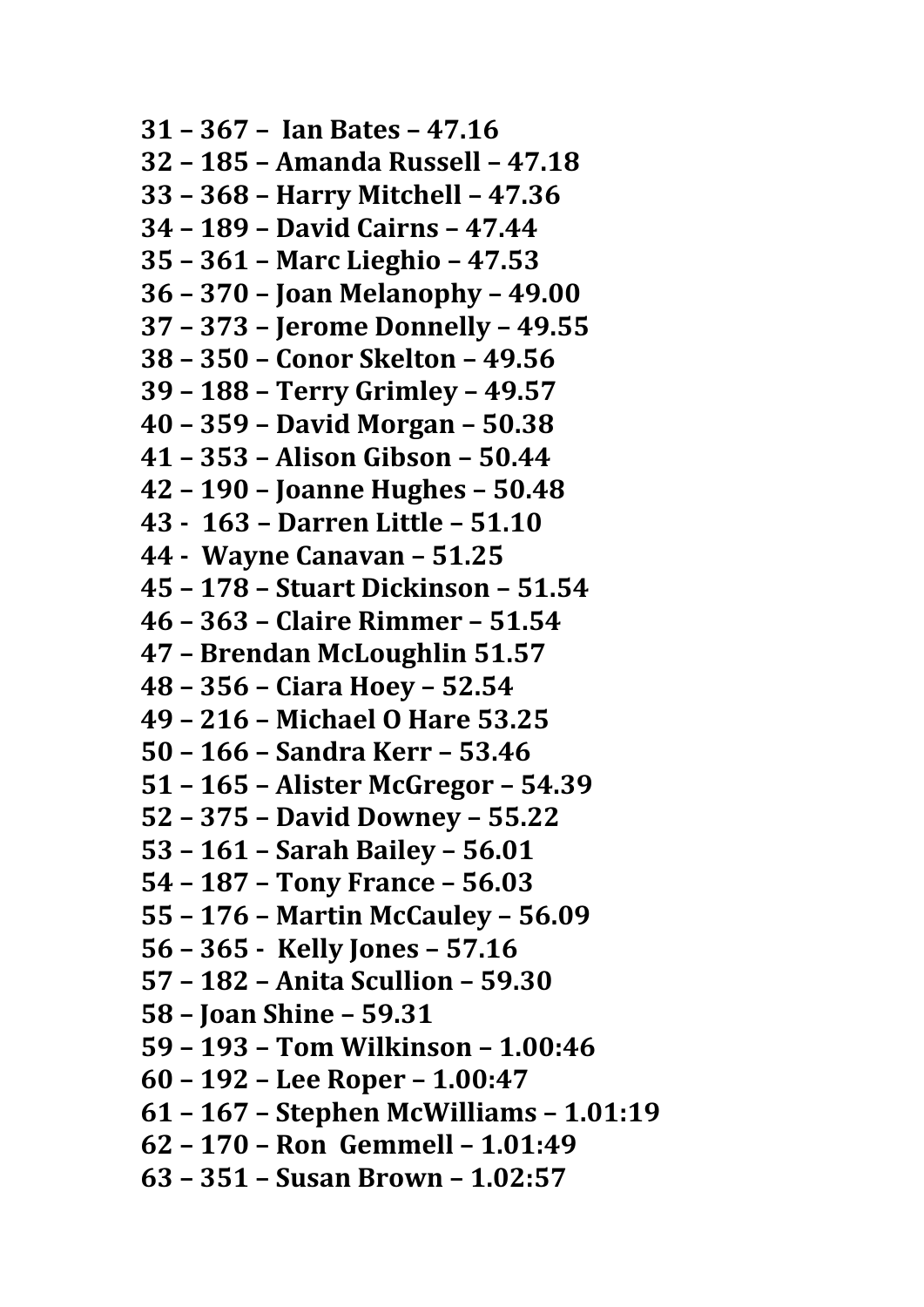**31 – 367 – Ian Bates – 47.16**
**32 – 185 – Amanda Russell – 47.18**
**33 – 368 – Harry Mitchell – 47.36**
**34 – 189 – David Cairns – 47.44**
**35 – 361 – Marc Lieghio – 47.53**
**36 – 370 – Joan Melanophy – 49.00**
**37 – 373 – Jerome Donnelly – 49.55**
**38 – 350 – Conor Skelton – 49.56**
**39 – 188 – Terry Grimley – 49.57**
**40 – 359 – David Morgan – 50.38**
**41 – 353 – Alison Gibson – 50.44**
**42 – 190 – Joanne Hughes – 50.48**
**43 - 163 – Darren Little – 51.10**
**44 - Wayne Canavan – 51.25**
**45 – 178 – Stuart Dickinson – 51.54**
**46 – 363 – Claire Rimmer – 51.54**
**47 – Brendan McLoughlin 51.57**
**48 – 356 – Ciara Hoey – 52.54**
**49 – 216 – Michael O Hare 53.25**
**50 – 166 – Sandra Kerr – 53.46**
**51 – 165 – Alister McGregor – 54.39**
**52 – 375 – David Downey – 55.22**
**53 – 161 – Sarah Bailey – 56.01**
**54 – 187 – Tony France – 56.03**
**55 – 176 – Martin McCauley – 56.09**
**56 – 365 - Kelly Jones – 57.16**
**57 – 182 – Anita Scullion – 59.30**
**58 – Joan Shine – 59.31**
**59 – 193 – Tom Wilkinson – 1.00:46**
**60 – 192 – Lee Roper – 1.00:47**
**61 – 167 – Stephen McWilliams – 1.01:19**
**62 – 170 – Ron Gemmell – 1.01:49**
**63 – 351 – Susan Brown – 1.02:57**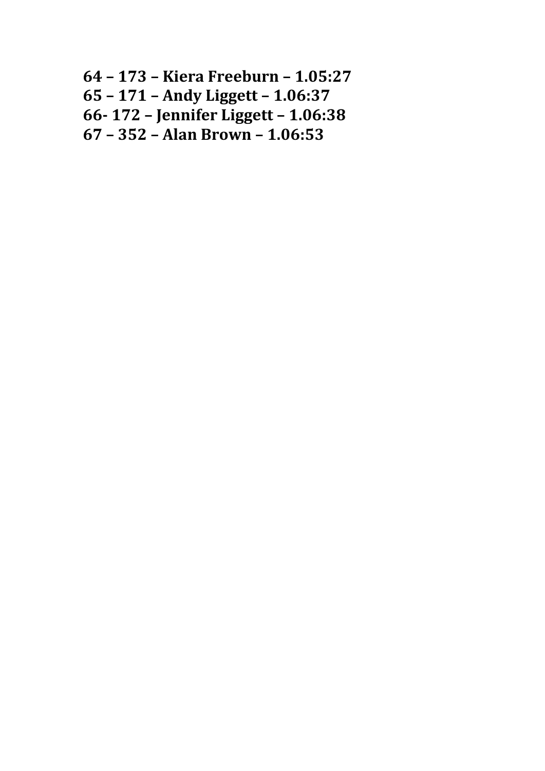**64 – 173 – Kiera Freeburn – 1.05:27**
**65 – 171 – Andy Liggett – 1.06:37**
**66- 172 – Jennifer Liggett – 1.06:38**
**67 – 352 – Alan Brown – 1.06:53**